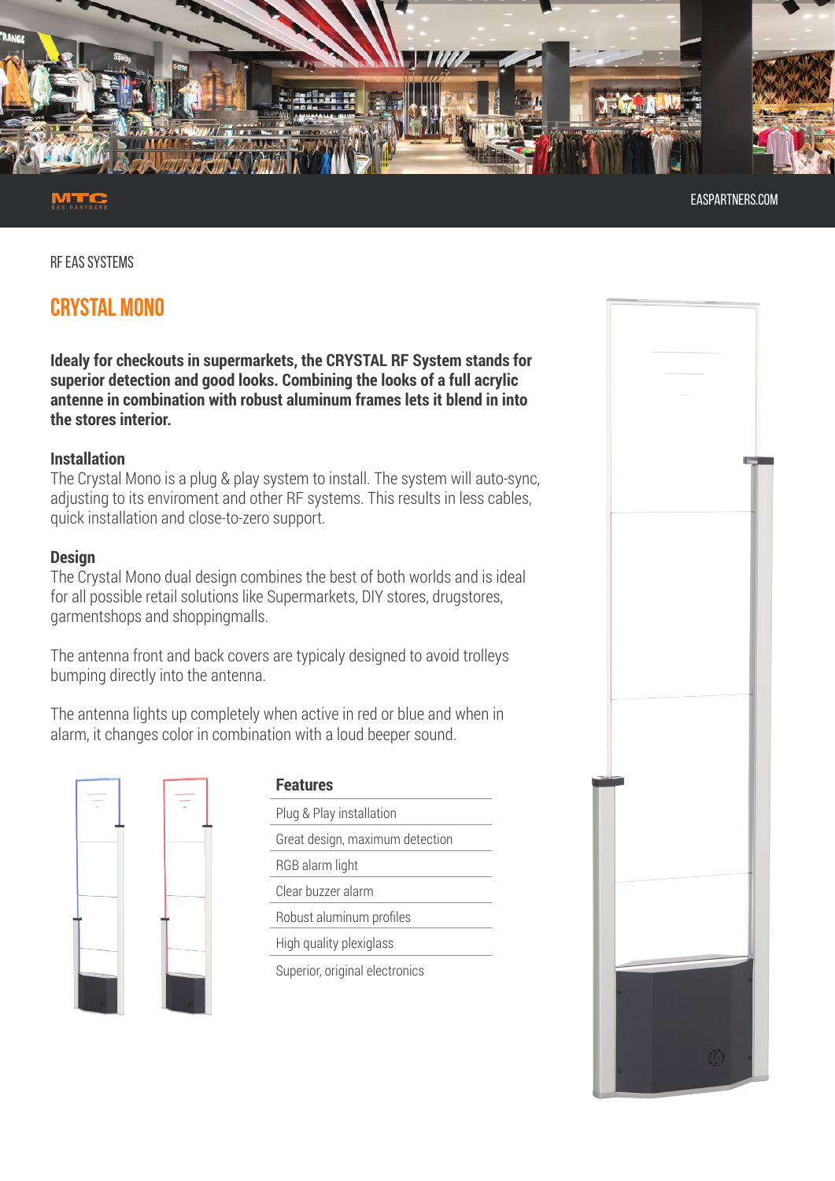RF EAS SYSTEMS

# CRYSTAL MONO

**Idealy for checkouts in supermarkets, the CRYSTAL RF System stands for superior detection and good looks. Combining the looks of a full acrylic antenne in combination with robust aluminum frames lets it blend in into the stores interior.**

### Installation

The Crystal Mono is a plug & play system to install. The system will auto-sync, adjusting to its enviroment and other RF systems. This results in less cables, quick installation and close-to-zero support.

### Design

The Crystal Mono dual design combines the best of both worlds and is ideal for all possible retail solutions like Supermarkets, DIY stores, drugstores, garmentshops and shoppingmalls.

The antenna front and back covers are typicaly designed to avoid trolleys bumping directly into the antenna.

The antenna lights up completely when active in red or blue and when in alarm, it changes color in combination with a loud beeper sound.

| Features |
| --- |
| Plug & Play installation |
| Great design, maximum detection |
| RGB alarm light |
| Clear buzzer alarm |
| Robust aluminum profiles |
| High quality plexiglass |
| Superior, original electronics |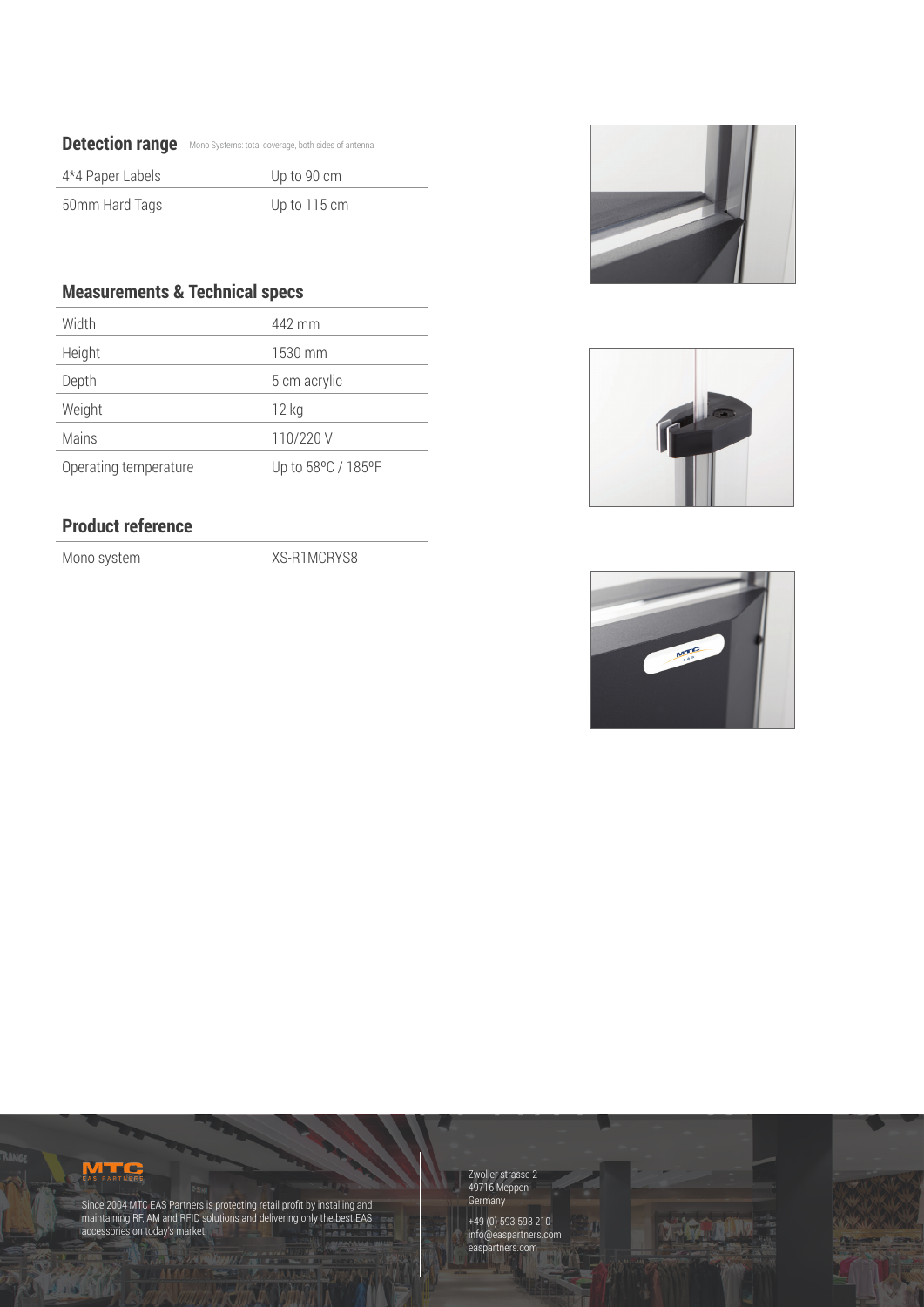## Detection range

Mono Systems: total coverage, both sides of antenna

| | |
|---|---|
| 4*4 Paper Labels | Up to 90 cm |
| 50mm Hard Tags | Up to 115 cm |

## Measurements & Technical specs

| | |
|---|---|
| Width | 442 mm |
| Height | 1530 mm |
| Depth | 5 cm acrylic |
| Weight | 12 kg |
| Mains | 110/220 V |
| Operating temperature | Up to 58ºC / 185ºF |

## Product reference

| | |
|---|---|
| Mono system | XS-R1MCRYS8 |

MTC EAS PARTNERS

Since 2004 MTC EAS Partners is protecting retail profit by installing and maintaining RF, AM and RFID solutions and delivering only the best EAS accessories on today's market.

Zwoller strasse 2
49716 Meppen
Germany

+49 (0) 593 593 210
info@easpartners.com
easpartners.com